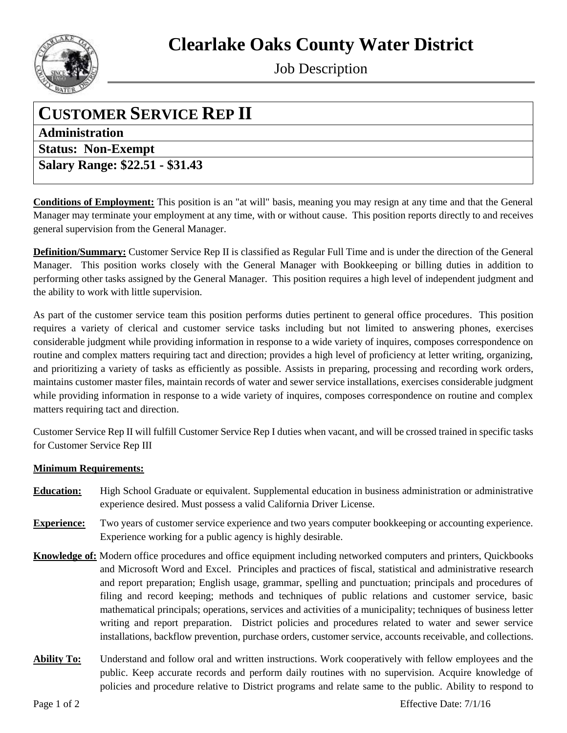# Clearlake Oaks County Water District

Job Description

## CUSTOMER SERVICE REP II

**Administration**

**Status: Non-Exempt**

**Salary Range: $22.51 - $31.43**

**Conditions of Employment:** This position is an "at will" basis, meaning you may resign at any time and that the General Manager may terminate your employment at any time, with or without cause. This position reports directly to and receives general supervision from the General Manager.

**Definition/Summary:** Customer Service Rep II is classified as Regular Full Time and is under the direction of the General Manager. This position works closely with the General Manager with Bookkeeping or billing duties in addition to performing other tasks assigned by the General Manager. This position requires a high level of independent judgment and the ability to work with little supervision.

As part of the customer service team this position performs duties pertinent to general office procedures. This position requires a variety of clerical and customer service tasks including but not limited to answering phones, exercises considerable judgment while providing information in response to a wide variety of inquires, composes correspondence on routine and complex matters requiring tact and direction; provides a high level of proficiency at letter writing, organizing, and prioritizing a variety of tasks as efficiently as possible. Assists in preparing, processing and recording work orders, maintains customer master files, maintain records of water and sewer service installations, exercises considerable judgment while providing information in response to a wide variety of inquires, composes correspondence on routine and complex matters requiring tact and direction.

Customer Service Rep II will fulfill Customer Service Rep I duties when vacant, and will be crossed trained in specific tasks for Customer Service Rep III

**Minimum Requirements:**

**Education:** High School Graduate or equivalent. Supplemental education in business administration or administrative experience desired. Must possess a valid California Driver License.

**Experience:** Two years of customer service experience and two years computer bookkeeping or accounting experience. Experience working for a public agency is highly desirable.

**Knowledge of:** Modern office procedures and office equipment including networked computers and printers, Quickbooks and Microsoft Word and Excel. Principles and practices of fiscal, statistical and administrative research and report preparation; English usage, grammar, spelling and punctuation; principals and procedures of filing and record keeping; methods and techniques of public relations and customer service, basic mathematical principals; operations, services and activities of a municipality; techniques of business letter writing and report preparation. District policies and procedures related to water and sewer service installations, backflow prevention, purchase orders, customer service, accounts receivable, and collections.

**Ability To:** Understand and follow oral and written instructions. Work cooperatively with fellow employees and the public. Keep accurate records and perform daily routines with no supervision. Acquire knowledge of policies and procedure relative to District programs and relate same to the public. Ability to respond to

Effective Date: 7/1/16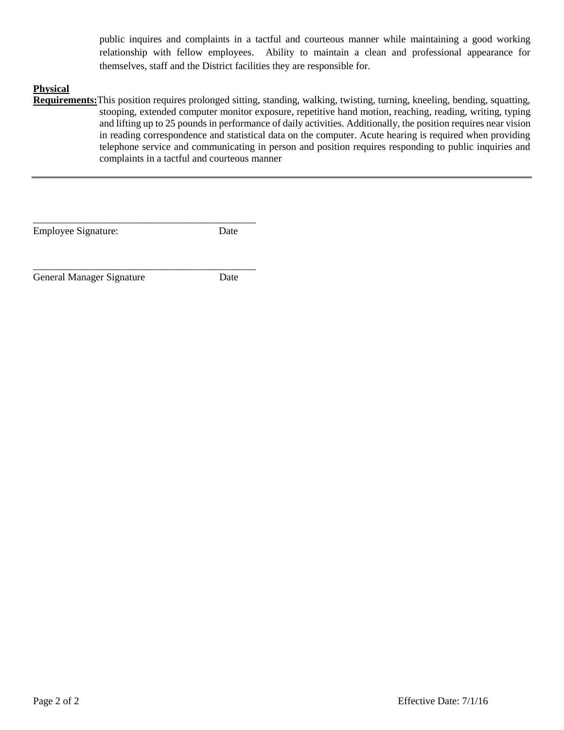public inquires and complaints in a tactful and courteous manner while maintaining a good working relationship with fellow employees. Ability to maintain a clean and professional appearance for themselves, staff and the District facilities they are responsible for.

**Physical Requirements:** This position requires prolonged sitting, standing, walking, twisting, turning, kneeling, bending, squatting, stooping, extended computer monitor exposure, repetitive hand motion, reaching, reading, writing, typing and lifting up to 25 pounds in performance of daily activities. Additionally, the position requires near vision in reading correspondence and statistical data on the computer. Acute hearing is required when providing telephone service and communicating in person and position requires responding to public inquiries and complaints in a tactful and courteous manner

---

_____________________________________________

Employee Signature: Date

_____________________________________________

General Manager Signature Date

Effective Date: 7/1/16